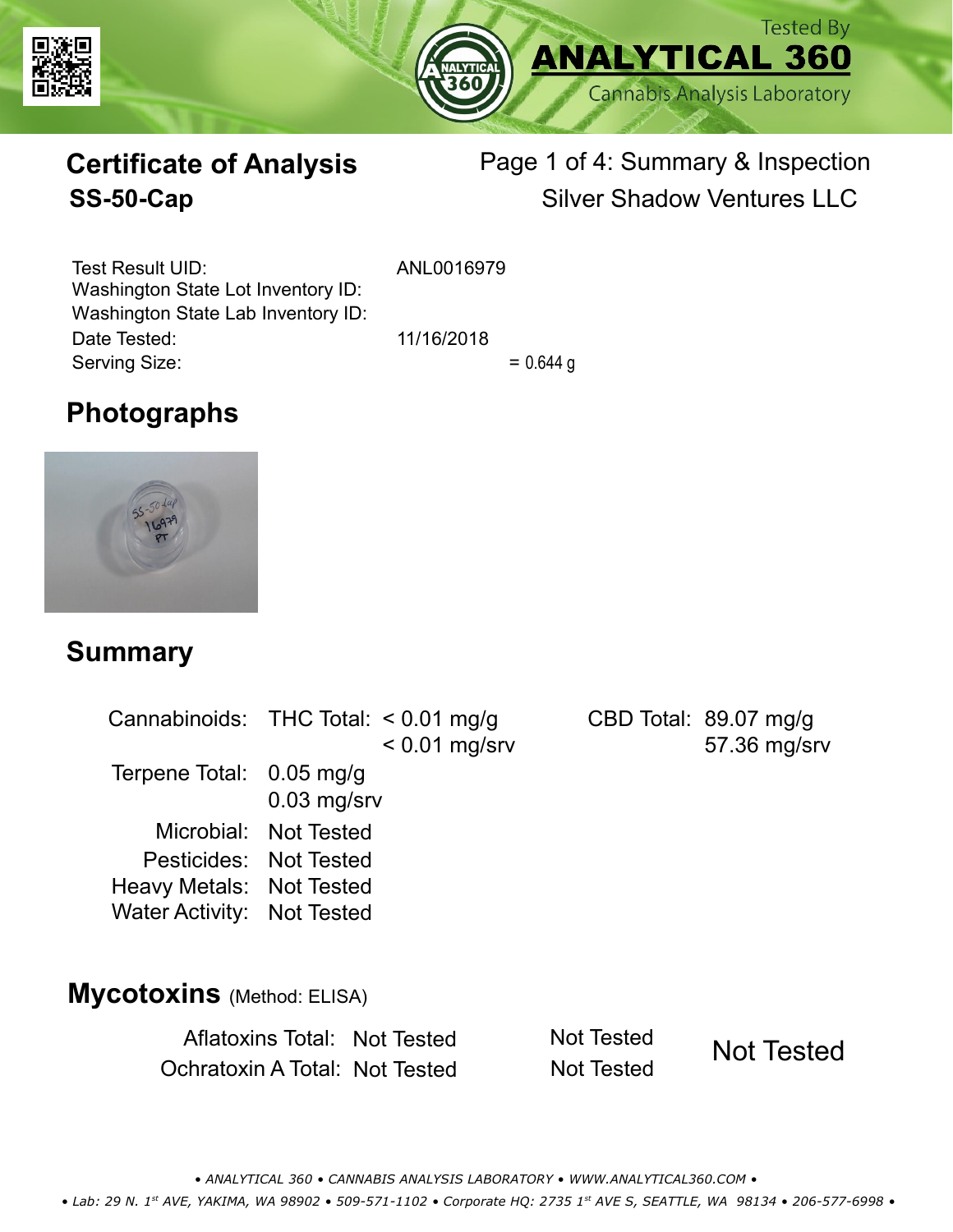Tested By
**ANALYTICAL 360**
Cannabis Analysis Laboratory

# Certificate of Analysis
## SS-50-Cap

Page 1 of 4: Summary & Inspection
Silver Shadow Ventures LLC

| | |
|---|---|
| Test Result UID: | ANL0016979 |
| Washington State Lot Inventory ID: | |
| Washington State Lab Inventory ID: | |
| Date Tested: | 11/16/2018 |
| Serving Size: | = 0.644 g |

## Photographs

## Summary

| | | | | |
|---|---|---|---|---|
| Cannabinoids: | THC Total: | < 0.01 mg/g<br>< 0.01 mg/srv | CBD Total: | 89.07 mg/g<br>57.36 mg/srv |
| Terpene Total: | 0.05 mg/g<br>0.03 mg/srv | | | |
| Microbial: | Not Tested | | | |
| Pesticides: | Not Tested | | | |
| Heavy Metals: | Not Tested | | | |
| Water Activity: | Not Tested | | | |

## Mycotoxins (Method: ELISA)

| | | | |
|---|---|---|---|
| Aflatoxins Total: | Not Tested | Not Tested | Not Tested |
| Ochratoxin A Total: | Not Tested | Not Tested | |

• *ANALYTICAL 360 • CANNABIS ANALYSIS LABORATORY • WWW.ANALYTICAL360.COM* •

• *Lab: 29 N. 1st AVE, YAKIMA, WA 98902 • 509-571-1102 • Corporate HQ: 2735 1st AVE S, SEATTLE, WA 98134 • 206-577-6998* •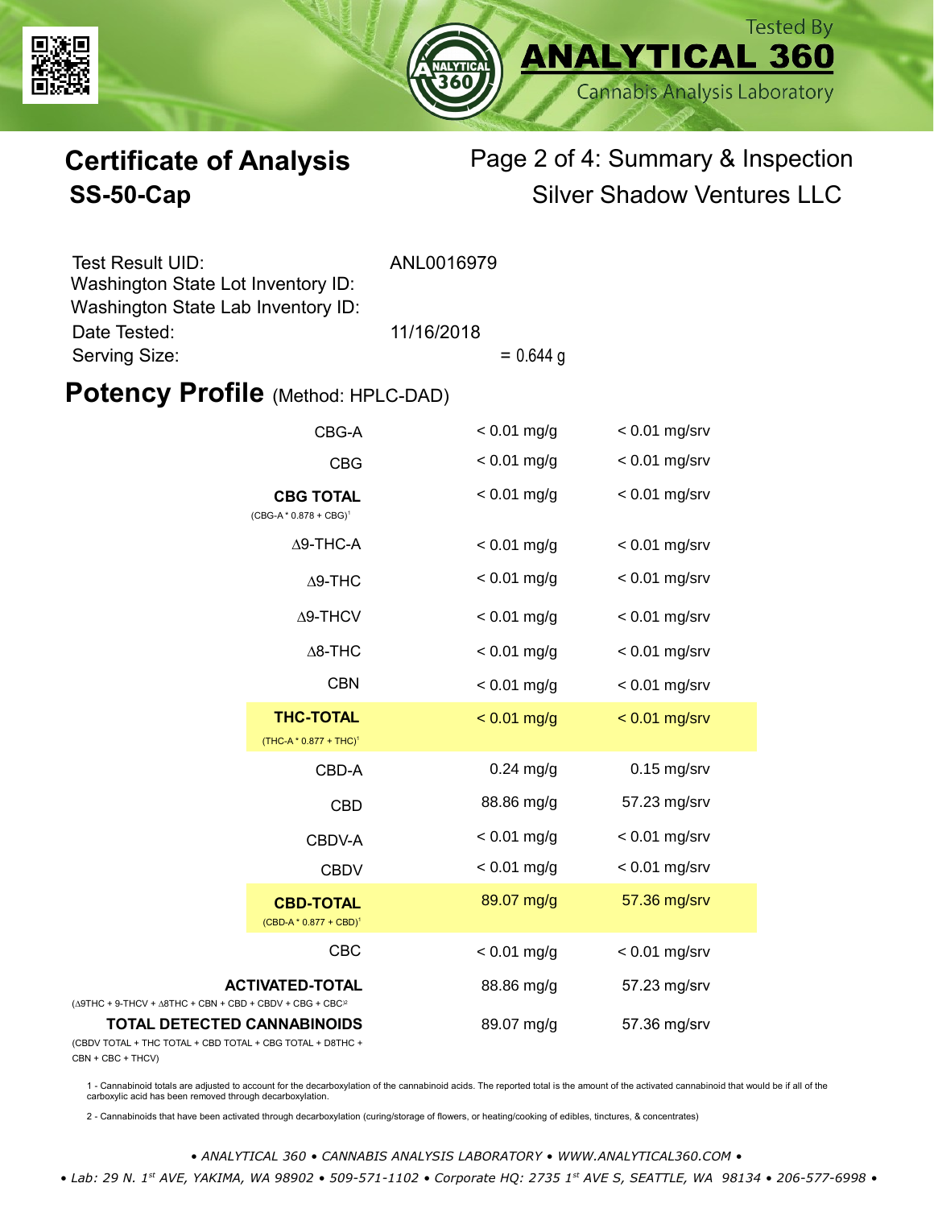Tested By **ANALYTICAL 360** Cannabis Analysis Laboratory

# Certificate of Analysis

## SS-50-Cap

Page 2 of 4: Summary & Inspection

Silver Shadow Ventures LLC

| | |
|---|---|
| Test Result UID: | ANL0016979 |
| Washington State Lot Inventory ID: | |
| Washington State Lab Inventory ID: | |
| Date Tested: | 11/16/2018 |
| Serving Size: | = 0.644 g |

## Potency Profile (Method: HPLC-DAD)

| Cannabinoid | mg/g | mg/srv |
|---|---|---|
| CBG-A | < 0.01 mg/g | < 0.01 mg/srv |
| CBG | < 0.01 mg/g | < 0.01 mg/srv |
| **CBG TOTAL** (CBG-A * 0.878 + CBG)[1] | < 0.01 mg/g | < 0.01 mg/srv |
| Δ9-THC-A | < 0.01 mg/g | < 0.01 mg/srv |
| Δ9-THC | < 0.01 mg/g | < 0.01 mg/srv |
| Δ9-THCV | < 0.01 mg/g | < 0.01 mg/srv |
| Δ8-THC | < 0.01 mg/g | < 0.01 mg/srv |
| CBN | < 0.01 mg/g | < 0.01 mg/srv |
| **THC-TOTAL** (THC-A * 0.877 + THC)[1] | < 0.01 mg/g | < 0.01 mg/srv |
| CBD-A | 0.24 mg/g | 0.15 mg/srv |
| CBD | 88.86 mg/g | 57.23 mg/srv |
| CBDV-A | < 0.01 mg/g | < 0.01 mg/srv |
| CBDV | < 0.01 mg/g | < 0.01 mg/srv |
| **CBD-TOTAL** (CBD-A * 0.877 + CBD)[1] | 89.07 mg/g | 57.36 mg/srv |
| CBC | < 0.01 mg/g | < 0.01 mg/srv |
| **ACTIVATED-TOTAL** (Δ9THC + 9-THCV + Δ8THC + CBN + CBD + CBDV + CBG + CBC[2] | 88.86 mg/g | 57.23 mg/srv |
| **TOTAL DETECTED CANNABINOIDS** (CBDV TOTAL + THC TOTAL + CBD TOTAL + CBG TOTAL + D8THC + CBN + CBC + THCV) | 89.07 mg/g | 57.36 mg/srv |

1 - Cannabinoid totals are adjusted to account for the decarboxylation of the cannabinoid acids. The reported total is the amount of the activated cannabinoid that would be if all of the carboxylic acid has been removed through decarboxylation.

2 - Cannabinoids that have been activated through decarboxylation (curing/storage of flowers, or heating/cooking of edibles, tinctures, & concentrates)

*• ANALYTICAL 360 • CANNABIS ANALYSIS LABORATORY • WWW.ANALYTICAL360.COM •*

*• Lab: 29 N. 1st AVE, YAKIMA, WA 98902 • 509-571-1102 • Corporate HQ: 2735 1st AVE S, SEATTLE, WA 98134 • 206-577-6998 •*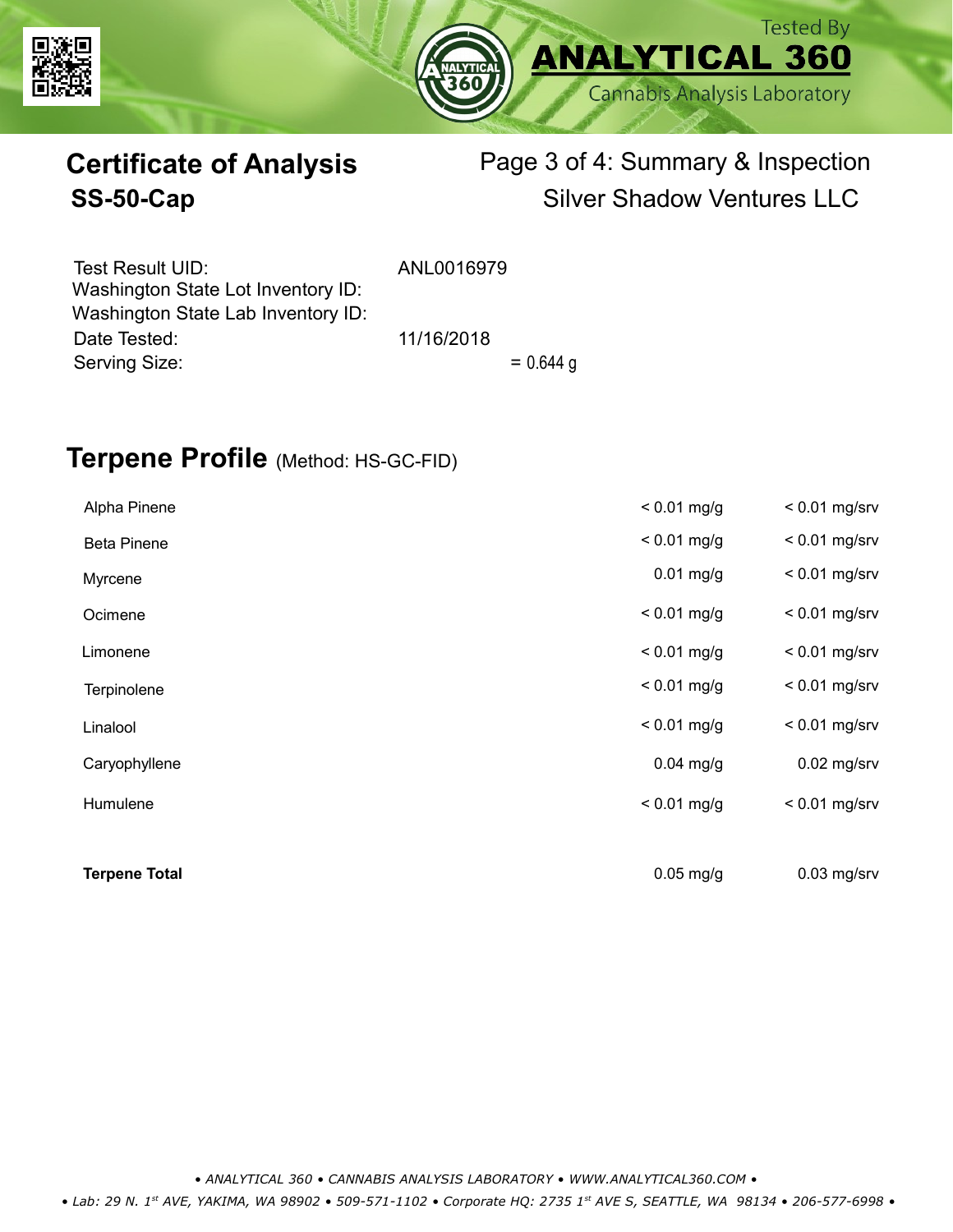Tested By
**ANALYTICAL 360**
Cannabis Analysis Laboratory

# Certificate of Analysis

## SS-50-Cap

Page 3 of 4: Summary & Inspection
Silver Shadow Ventures LLC

| | |
|---|---|
| Test Result UID: | ANL0016979 |
| Washington State Lot Inventory ID: | |
| Washington State Lab Inventory ID: | |
| Date Tested: | 11/16/2018 |
| Serving Size: | = 0.644 g |

## Terpene Profile (Method: HS-GC-FID)

| | | |
|---|---|---|
| Alpha Pinene | < 0.01 mg/g | < 0.01 mg/srv |
| Beta Pinene | < 0.01 mg/g | < 0.01 mg/srv |
| Myrcene | 0.01 mg/g | < 0.01 mg/srv |
| Ocimene | < 0.01 mg/g | < 0.01 mg/srv |
| Limonene | < 0.01 mg/g | < 0.01 mg/srv |
| Terpinolene | < 0.01 mg/g | < 0.01 mg/srv |
| Linalool | < 0.01 mg/g | < 0.01 mg/srv |
| Caryophyllene | 0.04 mg/g | 0.02 mg/srv |
| Humulene | < 0.01 mg/g | < 0.01 mg/srv |
| **Terpene Total** | 0.05 mg/g | 0.03 mg/srv |

*• ANALYTICAL 360 • CANNABIS ANALYSIS LABORATORY • WWW.ANALYTICAL360.COM •*

*• Lab: 29 N. 1st AVE, YAKIMA, WA 98902 • 509-571-1102 • Corporate HQ: 2735 1st AVE S, SEATTLE, WA 98134 • 206-577-6998 •*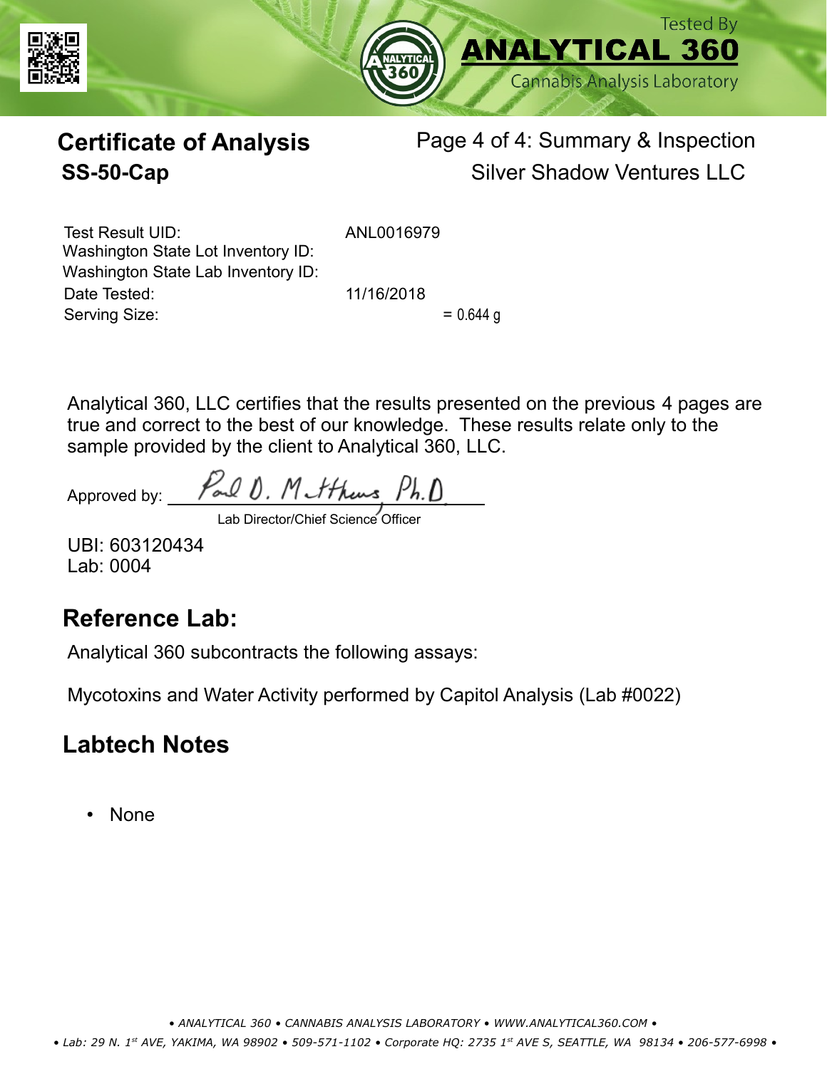Tested By
**ANALYTICAL 360**
Cannabis Analysis Laboratory

# Certificate of Analysis

## SS-50-Cap

Page 4 of 4: Summary & Inspection
Silver Shadow Ventures LLC

| | |
|---|---|
| Test Result UID: | ANL0016979 |
| Washington State Lot Inventory ID: | |
| Washington State Lab Inventory ID: | |
| Date Tested: | 11/16/2018 |
| Serving Size: | = 0.644 g |

Analytical 360, LLC certifies that the results presented on the previous 4 pages are true and correct to the best of our knowledge. These results relate only to the sample provided by the client to Analytical 360, LLC.

Approved by: Paul D. Matthews, Ph.D
Lab Director/Chief Science Officer

UBI: 603120434
Lab: 0004

## Reference Lab:

Analytical 360 subcontracts the following assays:

Mycotoxins and Water Activity performed by Capitol Analysis (Lab #0022)

## Labtech Notes

- None

• ANALYTICAL 360 • CANNABIS ANALYSIS LABORATORY • WWW.ANALYTICAL360.COM •
• Lab: 29 N. 1st AVE, YAKIMA, WA 98902 • 509-571-1102 • Corporate HQ: 2735 1st AVE S, SEATTLE, WA 98134 • 206-577-6998 •